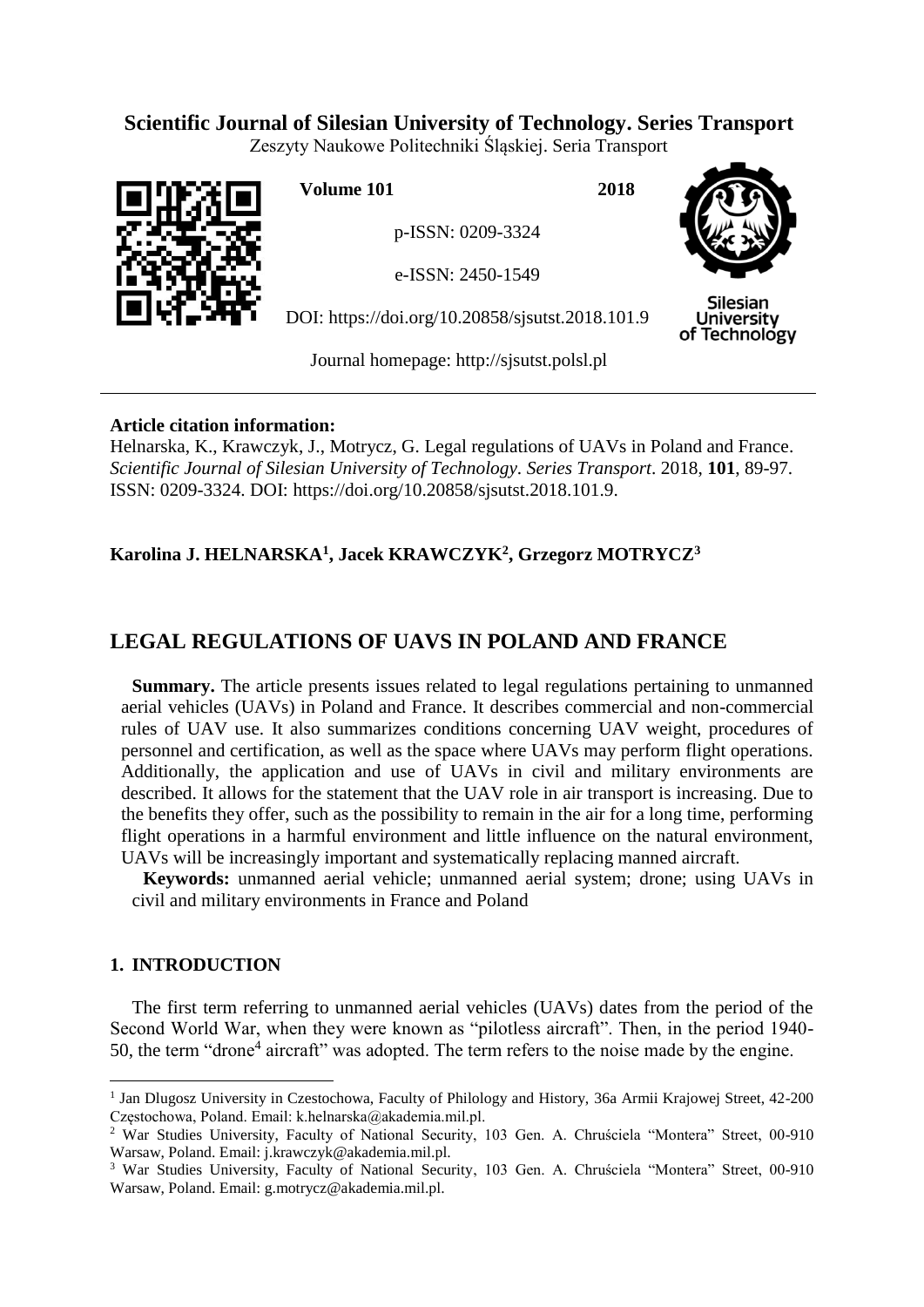**Scientific Journal of Silesian University of Technology. Series Transport**

Zeszyty Naukowe Politechniki Śląskiej. Seria Transport

**Volume 101** **2018**

p-ISSN: 0209-3324

e-ISSN: 2450-1549

DOI: https://doi.org/10.20858/sjsutst.2018.101.9

Journal homepage: http://sjsutst.polsl.pl

---

**Article citation information:**

Helnarska, K., Krawczyk, J., Motrycz, G. Legal regulations of UAVs in Poland and France. *Scientific Journal of Silesian University of Technology. Series Transport*. 2018, **101**, 89-97. ISSN: 0209-3324. DOI: https://doi.org/10.20858/sjsutst.2018.101.9.

**Karolina J. HELNARSKA[1], Jacek KRAWCZYK[2], Grzegorz MOTRYCZ[3]**

# LEGAL REGULATIONS OF UAVS IN POLAND AND FRANCE

**Summary.** The article presents issues related to legal regulations pertaining to unmanned aerial vehicles (UAVs) in Poland and France. It describes commercial and non-commercial rules of UAV use. It also summarizes conditions concerning UAV weight, procedures of personnel and certification, as well as the space where UAVs may perform flight operations. Additionally, the application and use of UAVs in civil and military environments are described. It allows for the statement that the UAV role in air transport is increasing. Due to the benefits they offer, such as the possibility to remain in the air for a long time, performing flight operations in a harmful environment and little influence on the natural environment, UAVs will be increasingly important and systematically replacing manned aircraft.

**Keywords:** unmanned aerial vehicle; unmanned aerial system; drone; using UAVs in civil and military environments in France and Poland

## 1. INTRODUCTION

The first term referring to unmanned aerial vehicles (UAVs) dates from the period of the Second World War, when they were known as "pilotless aircraft". Then, in the period 1940-50, the term "drone[4] aircraft" was adopted. The term refers to the noise made by the engine.

---

[1] Jan Dlugosz University in Czestochowa, Faculty of Philology and History, 36a Armii Krajowej Street, 42-200 Częstochowa, Poland. Email: k.helnarska@akademia.mil.pl.

[2] War Studies University, Faculty of National Security, 103 Gen. A. Chruściela "Montera" Street, 00-910 Warsaw, Poland. Email: j.krawczyk@akademia.mil.pl.

[3] War Studies University, Faculty of National Security, 103 Gen. A. Chruściela "Montera" Street, 00-910 Warsaw, Poland. Email: g.motrycz@akademia.mil.pl.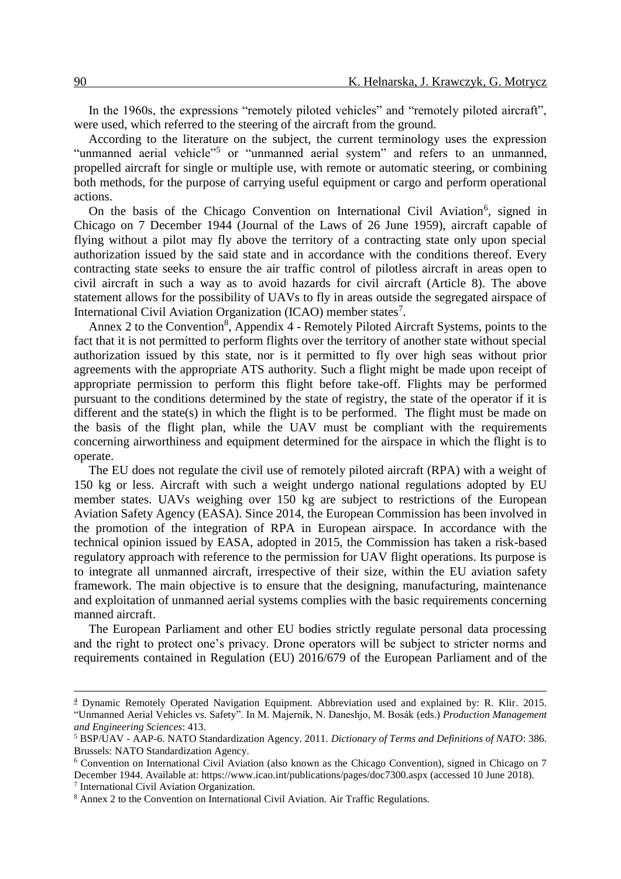In the 1960s, the expressions “remotely piloted vehicles” and “remotely piloted aircraft”, were used, which referred to the steering of the aircraft from the ground.

According to the literature on the subject, the current terminology uses the expression “unmanned aerial vehicle”[5] or “unmanned aerial system” and refers to an unmanned, propelled aircraft for single or multiple use, with remote or automatic steering, or combining both methods, for the purpose of carrying useful equipment or cargo and perform operational actions.

On the basis of the Chicago Convention on International Civil Aviation[6], signed in Chicago on 7 December 1944 (Journal of the Laws of 26 June 1959), aircraft capable of flying without a pilot may fly above the territory of a contracting state only upon special authorization issued by the said state and in accordance with the conditions thereof. Every contracting state seeks to ensure the air traffic control of pilotless aircraft in areas open to civil aircraft in such a way as to avoid hazards for civil aircraft (Article 8). The above statement allows for the possibility of UAVs to fly in areas outside the segregated airspace of International Civil Aviation Organization (ICAO) member states[7].

Annex 2 to the Convention[8], Appendix 4 - Remotely Piloted Aircraft Systems, points to the fact that it is not permitted to perform flights over the territory of another state without special authorization issued by this state, nor is it permitted to fly over high seas without prior agreements with the appropriate ATS authority. Such a flight might be made upon receipt of appropriate permission to perform this flight before take-off. Flights may be performed pursuant to the conditions determined by the state of registry, the state of the operator if it is different and the state(s) in which the flight is to be performed. The flight must be made on the basis of the flight plan, while the UAV must be compliant with the requirements concerning airworthiness and equipment determined for the airspace in which the flight is to operate.

The EU does not regulate the civil use of remotely piloted aircraft (RPA) with a weight of 150 kg or less. Aircraft with such a weight undergo national regulations adopted by EU member states. UAVs weighing over 150 kg are subject to restrictions of the European Aviation Safety Agency (EASA). Since 2014, the European Commission has been involved in the promotion of the integration of RPA in European airspace. In accordance with the technical opinion issued by EASA, adopted in 2015, the Commission has taken a risk-based regulatory approach with reference to the permission for UAV flight operations. Its purpose is to integrate all unmanned aircraft, irrespective of their size, within the EU aviation safety framework. The main objective is to ensure that the designing, manufacturing, maintenance and exploitation of unmanned aerial systems complies with the basic requirements concerning manned aircraft.

The European Parliament and other EU bodies strictly regulate personal data processing and the right to protect one’s privacy. Drone operators will be subject to stricter norms and requirements contained in Regulation (EU) 2016/679 of the European Parliament and of the

---

[4] Dynamic Remotely Operated Navigation Equipment. Abbreviation used and explained by: R. Klir. 2015. “Unmanned Aerial Vehicles vs. Safety”. In M. Majerník, N. Daneshjo, M. Bosák (eds.) *Production Management and Engineering Sciences*: 413.

[5] BSP/UAV - AAP-6. NATO Standardization Agency. 2011. *Dictionary of Terms and Definitions of NATO*: 386. Brussels: NATO Standardization Agency.

[6] Convention on International Civil Aviation (also known as the Chicago Convention), signed in Chicago on 7 December 1944. Available at: https://www.icao.int/publications/pages/doc7300.aspx (accessed 10 June 2018).

[7] International Civil Aviation Organization.

[8] Annex 2 to the Convention on International Civil Aviation. Air Traffic Regulations.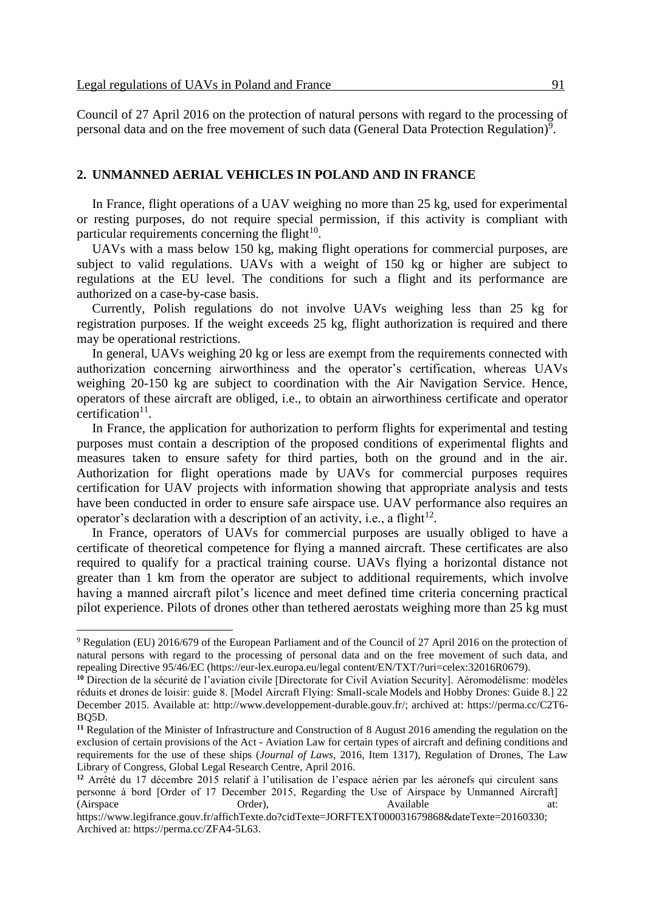Council of 27 April 2016 on the protection of natural persons with regard to the processing of personal data and on the free movement of such data (General Data Protection Regulation)[9].

## 2. UNMANNED AERIAL VEHICLES IN POLAND AND IN FRANCE

In France, flight operations of a UAV weighing no more than 25 kg, used for experimental or resting purposes, do not require special permission, if this activity is compliant with particular requirements concerning the flight[10].

UAVs with a mass below 150 kg, making flight operations for commercial purposes, are subject to valid regulations. UAVs with a weight of 150 kg or higher are subject to regulations at the EU level. The conditions for such a flight and its performance are authorized on a case-by-case basis.

Currently, Polish regulations do not involve UAVs weighing less than 25 kg for registration purposes. If the weight exceeds 25 kg, flight authorization is required and there may be operational restrictions.

In general, UAVs weighing 20 kg or less are exempt from the requirements connected with authorization concerning airworthiness and the operator's certification, whereas UAVs weighing 20-150 kg are subject to coordination with the Air Navigation Service. Hence, operators of these aircraft are obliged, i.e., to obtain an airworthiness certificate and operator certification[11].

In France, the application for authorization to perform flights for experimental and testing purposes must contain a description of the proposed conditions of experimental flights and measures taken to ensure safety for third parties, both on the ground and in the air. Authorization for flight operations made by UAVs for commercial purposes requires certification for UAV projects with information showing that appropriate analysis and tests have been conducted in order to ensure safe airspace use. UAV performance also requires an operator's declaration with a description of an activity, i.e., a flight[12].

In France, operators of UAVs for commercial purposes are usually obliged to have a certificate of theoretical competence for flying a manned aircraft. These certificates are also required to qualify for a practical training course. UAVs flying a horizontal distance not greater than 1 km from the operator are subject to additional requirements, which involve having a manned aircraft pilot's licence and meet defined time criteria concerning practical pilot experience. Pilots of drones other than tethered aerostats weighing more than 25 kg must

---

[9] Regulation (EU) 2016/679 of the European Parliament and of the Council of 27 April 2016 on the protection of natural persons with regard to the processing of personal data and on the free movement of such data, and repealing Directive 95/46/EC (https://eur-lex.europa.eu/legal content/EN/TXT/?uri=celex:32016R0679).

[10] Direction de la sécurité de l'aviation civile [Directorate for Civil Aviation Security]. Aéromodélisme: modèles réduits et drones de loisir: guide 8. [Model Aircraft Flying: Small-scale Models and Hobby Drones: Guide 8.] 22 December 2015. Available at: http://www.developpement-durable.gouv.fr/; archived at: https://perma.cc/C2T6-BQ5D.

[11] Regulation of the Minister of Infrastructure and Construction of 8 August 2016 amending the regulation on the exclusion of certain provisions of the Act - Aviation Law for certain types of aircraft and defining conditions and requirements for the use of these ships (*Journal of Laws*, 2016, Item 1317), Regulation of Drones, The Law Library of Congress, Global Legal Research Centre, April 2016.

[12] Arrêté du 17 décembre 2015 relatif à l'utilisation de l'espace aérien par les aéronefs qui circulent sans personne à bord [Order of 17 December 2015, Regarding the Use of Airspace by Unmanned Aircraft] (Airspace Order), Available at: https://www.legifrance.gouv.fr/affichTexte.do?cidTexte=JORFTEXT000031679868&dateTexte=20160330; Archived at: https://perma.cc/ZFA4-5L63.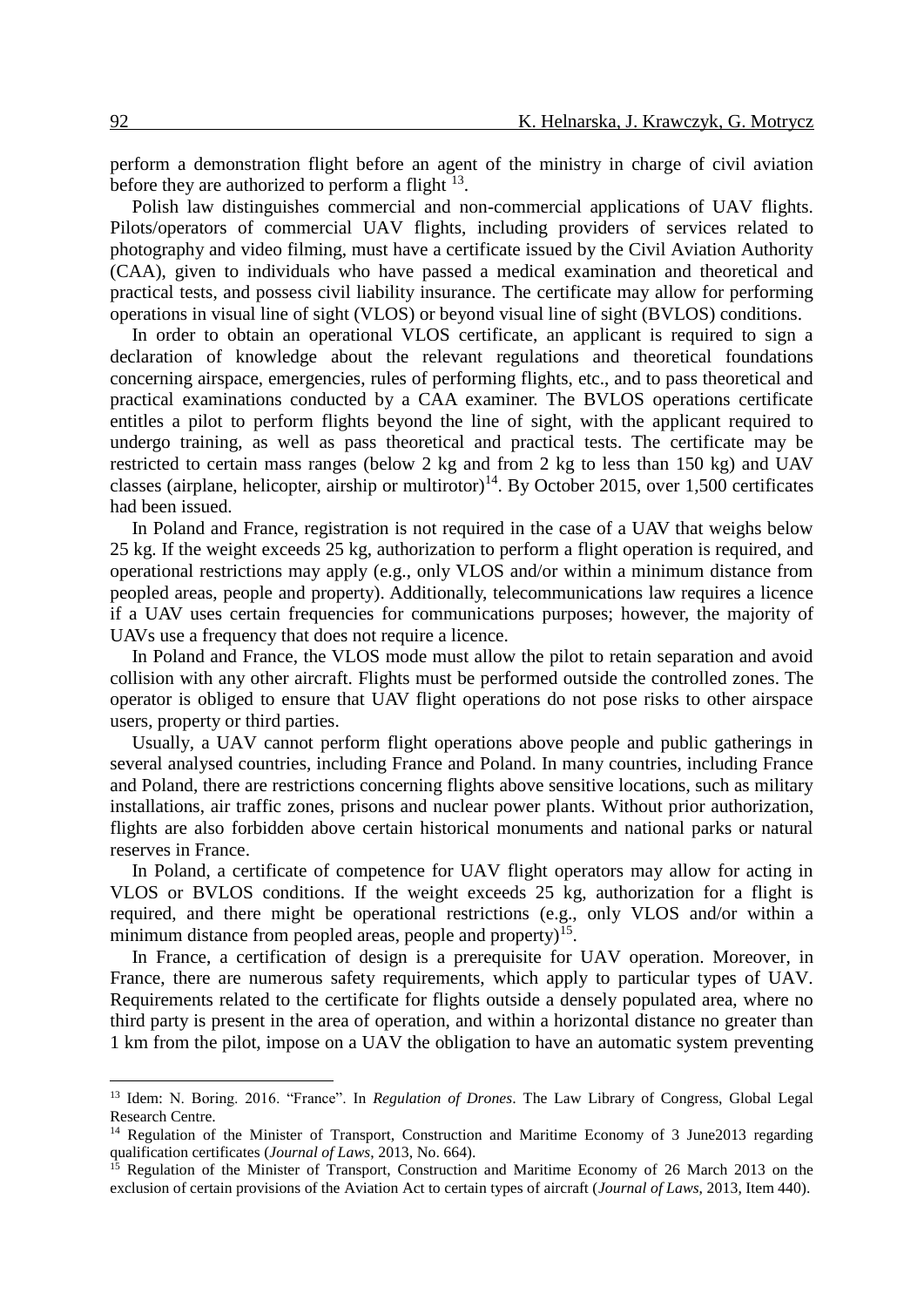perform a demonstration flight before an agent of the ministry in charge of civil aviation before they are authorized to perform a flight [13].

Polish law distinguishes commercial and non-commercial applications of UAV flights. Pilots/operators of commercial UAV flights, including providers of services related to photography and video filming, must have a certificate issued by the Civil Aviation Authority (CAA), given to individuals who have passed a medical examination and theoretical and practical tests, and possess civil liability insurance. The certificate may allow for performing operations in visual line of sight (VLOS) or beyond visual line of sight (BVLOS) conditions.

In order to obtain an operational VLOS certificate, an applicant is required to sign a declaration of knowledge about the relevant regulations and theoretical foundations concerning airspace, emergencies, rules of performing flights, etc., and to pass theoretical and practical examinations conducted by a CAA examiner. The BVLOS operations certificate entitles a pilot to perform flights beyond the line of sight, with the applicant required to undergo training, as well as pass theoretical and practical tests. The certificate may be restricted to certain mass ranges (below 2 kg and from 2 kg to less than 150 kg) and UAV classes (airplane, helicopter, airship or multirotor)[14]. By October 2015, over 1,500 certificates had been issued.

In Poland and France, registration is not required in the case of a UAV that weighs below 25 kg. If the weight exceeds 25 kg, authorization to perform a flight operation is required, and operational restrictions may apply (e.g., only VLOS and/or within a minimum distance from peopled areas, people and property). Additionally, telecommunications law requires a licence if a UAV uses certain frequencies for communications purposes; however, the majority of UAVs use a frequency that does not require a licence.

In Poland and France, the VLOS mode must allow the pilot to retain separation and avoid collision with any other aircraft. Flights must be performed outside the controlled zones. The operator is obliged to ensure that UAV flight operations do not pose risks to other airspace users, property or third parties.

Usually, a UAV cannot perform flight operations above people and public gatherings in several analysed countries, including France and Poland. In many countries, including France and Poland, there are restrictions concerning flights above sensitive locations, such as military installations, air traffic zones, prisons and nuclear power plants. Without prior authorization, flights are also forbidden above certain historical monuments and national parks or natural reserves in France.

In Poland, a certificate of competence for UAV flight operators may allow for acting in VLOS or BVLOS conditions. If the weight exceeds 25 kg, authorization for a flight is required, and there might be operational restrictions (e.g., only VLOS and/or within a minimum distance from peopled areas, people and property)[15].

In France, a certification of design is a prerequisite for UAV operation. Moreover, in France, there are numerous safety requirements, which apply to particular types of UAV. Requirements related to the certificate for flights outside a densely populated area, where no third party is present in the area of operation, and within a horizontal distance no greater than 1 km from the pilot, impose on a UAV the obligation to have an automatic system preventing

---

[13] Idem: N. Boring. 2016. "France". In *Regulation of Drones*. The Law Library of Congress, Global Legal Research Centre.

[14] Regulation of the Minister of Transport, Construction and Maritime Economy of 3 June2013 regarding qualification certificates (*Journal of Laws*, 2013, No. 664).

[15] Regulation of the Minister of Transport, Construction and Maritime Economy of 26 March 2013 on the exclusion of certain provisions of the Aviation Act to certain types of aircraft (*Journal of Laws*, 2013, Item 440).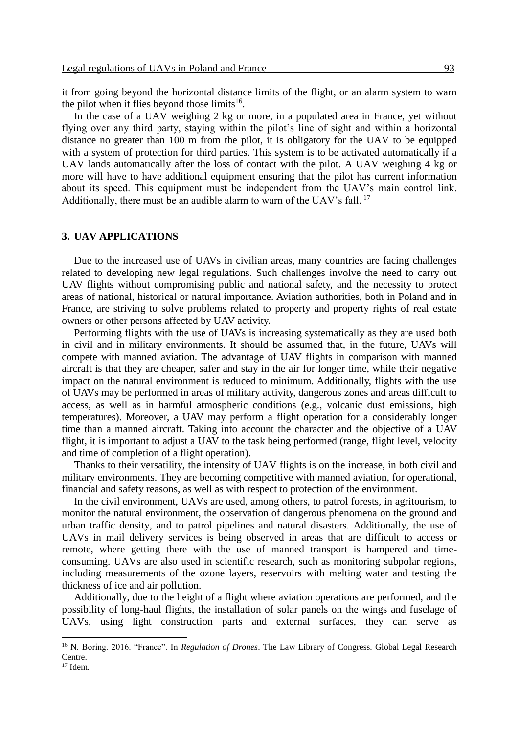it from going beyond the horizontal distance limits of the flight, or an alarm system to warn the pilot when it flies beyond those limits[16].

In the case of a UAV weighing 2 kg or more, in a populated area in France, yet without flying over any third party, staying within the pilot's line of sight and within a horizontal distance no greater than 100 m from the pilot, it is obligatory for the UAV to be equipped with a system of protection for third parties. This system is to be activated automatically if a UAV lands automatically after the loss of contact with the pilot. A UAV weighing 4 kg or more will have to have additional equipment ensuring that the pilot has current information about its speed. This equipment must be independent from the UAV's main control link. Additionally, there must be an audible alarm to warn of the UAV's fall. [17]

## 3. UAV APPLICATIONS

Due to the increased use of UAVs in civilian areas, many countries are facing challenges related to developing new legal regulations. Such challenges involve the need to carry out UAV flights without compromising public and national safety, and the necessity to protect areas of national, historical or natural importance. Aviation authorities, both in Poland and in France, are striving to solve problems related to property and property rights of real estate owners or other persons affected by UAV activity.

Performing flights with the use of UAVs is increasing systematically as they are used both in civil and in military environments. It should be assumed that, in the future, UAVs will compete with manned aviation. The advantage of UAV flights in comparison with manned aircraft is that they are cheaper, safer and stay in the air for longer time, while their negative impact on the natural environment is reduced to minimum. Additionally, flights with the use of UAVs may be performed in areas of military activity, dangerous zones and areas difficult to access, as well as in harmful atmospheric conditions (e.g., volcanic dust emissions, high temperatures). Moreover, a UAV may perform a flight operation for a considerably longer time than a manned aircraft. Taking into account the character and the objective of a UAV flight, it is important to adjust a UAV to the task being performed (range, flight level, velocity and time of completion of a flight operation).

Thanks to their versatility, the intensity of UAV flights is on the increase, in both civil and military environments. They are becoming competitive with manned aviation, for operational, financial and safety reasons, as well as with respect to protection of the environment.

In the civil environment, UAVs are used, among others, to patrol forests, in agritourism, to monitor the natural environment, the observation of dangerous phenomena on the ground and urban traffic density, and to patrol pipelines and natural disasters. Additionally, the use of UAVs in mail delivery services is being observed in areas that are difficult to access or remote, where getting there with the use of manned transport is hampered and time-consuming. UAVs are also used in scientific research, such as monitoring subpolar regions, including measurements of the ozone layers, reservoirs with melting water and testing the thickness of ice and air pollution.

Additionally, due to the height of a flight where aviation operations are performed, and the possibility of long-haul flights, the installation of solar panels on the wings and fuselage of UAVs, using light construction parts and external surfaces, they can serve as

---

[16] N. Boring. 2016. "France". In *Regulation of Drones*. The Law Library of Congress. Global Legal Research Centre.

[17] Idem.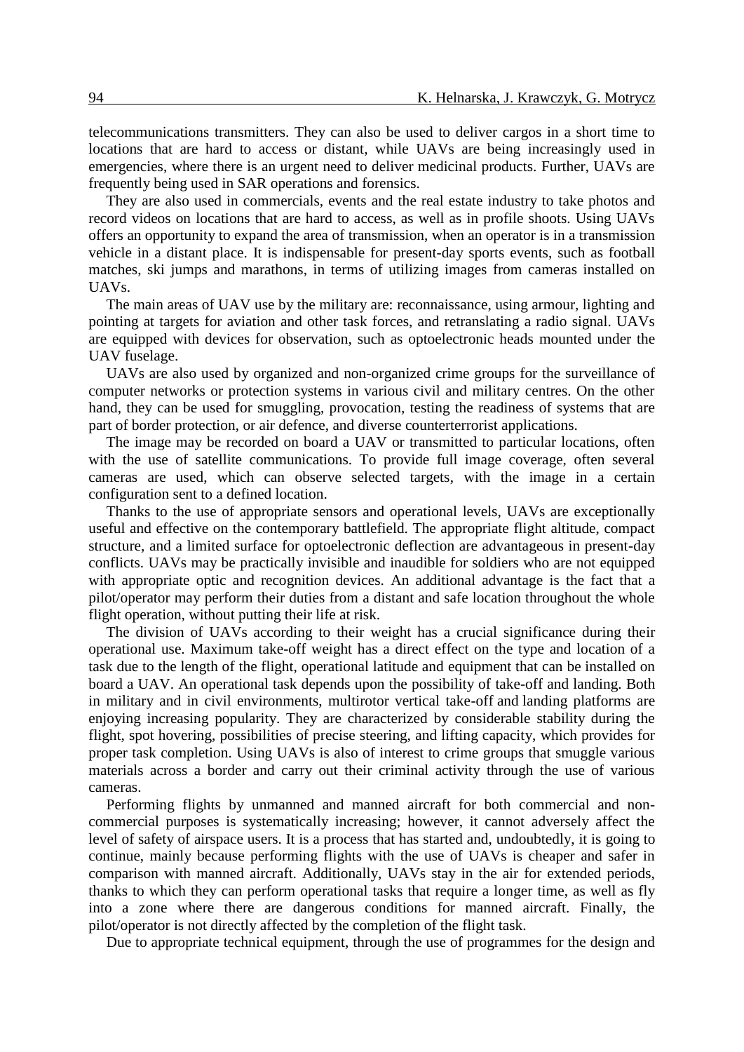telecommunications transmitters. They can also be used to deliver cargos in a short time to locations that are hard to access or distant, while UAVs are being increasingly used in emergencies, where there is an urgent need to deliver medicinal products. Further, UAVs are frequently being used in SAR operations and forensics.

They are also used in commercials, events and the real estate industry to take photos and record videos on locations that are hard to access, as well as in profile shoots. Using UAVs offers an opportunity to expand the area of transmission, when an operator is in a transmission vehicle in a distant place. It is indispensable for present-day sports events, such as football matches, ski jumps and marathons, in terms of utilizing images from cameras installed on UAVs.

The main areas of UAV use by the military are: reconnaissance, using armour, lighting and pointing at targets for aviation and other task forces, and retranslating a radio signal. UAVs are equipped with devices for observation, such as optoelectronic heads mounted under the UAV fuselage.

UAVs are also used by organized and non-organized crime groups for the surveillance of computer networks or protection systems in various civil and military centres. On the other hand, they can be used for smuggling, provocation, testing the readiness of systems that are part of border protection, or air defence, and diverse counterterrorist applications.

The image may be recorded on board a UAV or transmitted to particular locations, often with the use of satellite communications. To provide full image coverage, often several cameras are used, which can observe selected targets, with the image in a certain configuration sent to a defined location.

Thanks to the use of appropriate sensors and operational levels, UAVs are exceptionally useful and effective on the contemporary battlefield. The appropriate flight altitude, compact structure, and a limited surface for optoelectronic deflection are advantageous in present-day conflicts. UAVs may be practically invisible and inaudible for soldiers who are not equipped with appropriate optic and recognition devices. An additional advantage is the fact that a pilot/operator may perform their duties from a distant and safe location throughout the whole flight operation, without putting their life at risk.

The division of UAVs according to their weight has a crucial significance during their operational use. Maximum take-off weight has a direct effect on the type and location of a task due to the length of the flight, operational latitude and equipment that can be installed on board a UAV. An operational task depends upon the possibility of take-off and landing. Both in military and in civil environments, multirotor vertical take-off and landing platforms are enjoying increasing popularity. They are characterized by considerable stability during the flight, spot hovering, possibilities of precise steering, and lifting capacity, which provides for proper task completion. Using UAVs is also of interest to crime groups that smuggle various materials across a border and carry out their criminal activity through the use of various cameras.

Performing flights by unmanned and manned aircraft for both commercial and non-commercial purposes is systematically increasing; however, it cannot adversely affect the level of safety of airspace users. It is a process that has started and, undoubtedly, it is going to continue, mainly because performing flights with the use of UAVs is cheaper and safer in comparison with manned aircraft. Additionally, UAVs stay in the air for extended periods, thanks to which they can perform operational tasks that require a longer time, as well as fly into a zone where there are dangerous conditions for manned aircraft. Finally, the pilot/operator is not directly affected by the completion of the flight task.

Due to appropriate technical equipment, through the use of programmes for the design and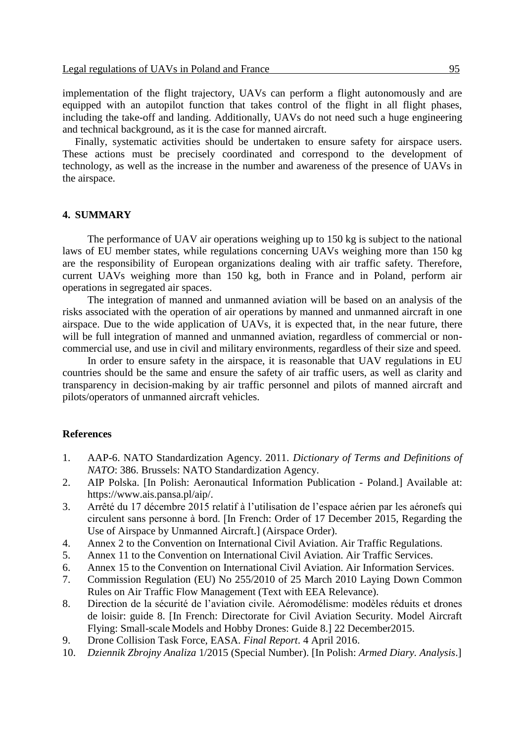implementation of the flight trajectory, UAVs can perform a flight autonomously and are equipped with an autopilot function that takes control of the flight in all flight phases, including the take-off and landing. Additionally, UAVs do not need such a huge engineering and technical background, as it is the case for manned aircraft.

Finally, systematic activities should be undertaken to ensure safety for airspace users. These actions must be precisely coordinated and correspond to the development of technology, as well as the increase in the number and awareness of the presence of UAVs in the airspace.

## 4. SUMMARY

The performance of UAV air operations weighing up to 150 kg is subject to the national laws of EU member states, while regulations concerning UAVs weighing more than 150 kg are the responsibility of European organizations dealing with air traffic safety. Therefore, current UAVs weighing more than 150 kg, both in France and in Poland, perform air operations in segregated air spaces.

The integration of manned and unmanned aviation will be based on an analysis of the risks associated with the operation of air operations by manned and unmanned aircraft in one airspace. Due to the wide application of UAVs, it is expected that, in the near future, there will be full integration of manned and unmanned aviation, regardless of commercial or non-commercial use, and use in civil and military environments, regardless of their size and speed.

In order to ensure safety in the airspace, it is reasonable that UAV regulations in EU countries should be the same and ensure the safety of air traffic users, as well as clarity and transparency in decision-making by air traffic personnel and pilots of manned aircraft and pilots/operators of unmanned aircraft vehicles.

### References

1. AAP-6. NATO Standardization Agency. 2011. *Dictionary of Terms and Definitions of NATO*: 386. Brussels: NATO Standardization Agency.
2. AIP Polska. [In Polish: Aeronautical Information Publication - Poland.] Available at: https://www.ais.pansa.pl/aip/.
3. Arrêté du 17 décembre 2015 relatif à l'utilisation de l'espace aérien par les aéronefs qui circulent sans personne à bord. [In French: Order of 17 December 2015, Regarding the Use of Airspace by Unmanned Aircraft.] (Airspace Order).
4. Annex 2 to the Convention on International Civil Aviation. Air Traffic Regulations.
5. Annex 11 to the Convention on International Civil Aviation. Air Traffic Services.
6. Annex 15 to the Convention on International Civil Aviation. Air Information Services.
7. Commission Regulation (EU) No 255/2010 of 25 March 2010 Laying Down Common Rules on Air Traffic Flow Management (Text with EEA Relevance).
8. Direction de la sécurité de l'aviation civile. Aéromodélisme: modèles réduits et drones de loisir: guide 8. [In French: Directorate for Civil Aviation Security. Model Aircraft Flying: Small-scale Models and Hobby Drones: Guide 8.] 22 December2015.
9. Drone Collision Task Force, EASA. *Final Report*. 4 April 2016.
10. *Dziennik Zbrojny Analiza* 1/2015 (Special Number). [In Polish: *Armed Diary. Analysis*.]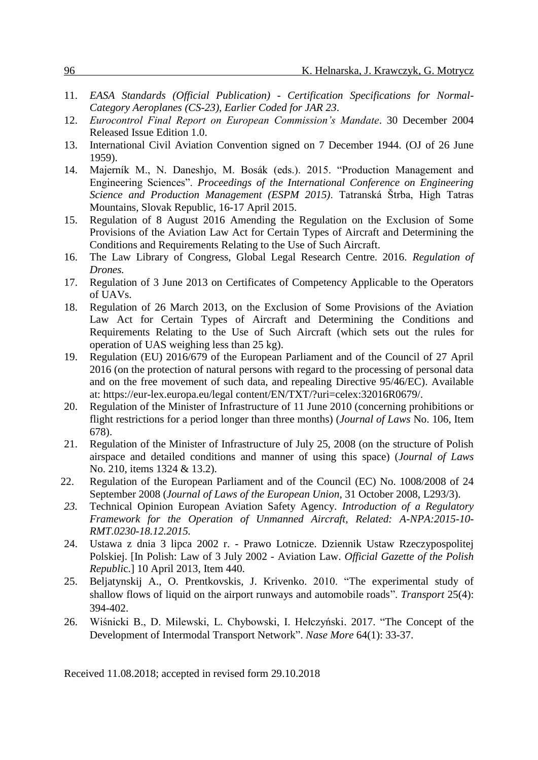11. *EASA Standards (Official Publication) - Certification Specifications for Normal-Category Aeroplanes (CS-23), Earlier Coded for JAR 23*.
12. *Eurocontrol Final Report on European Commission's Mandate*. 30 December 2004 Released Issue Edition 1.0.
13. International Civil Aviation Convention signed on 7 December 1944. (OJ of 26 June 1959).
14. Majerník M., N. Daneshjo, M. Bosák (eds.). 2015. "Production Management and Engineering Sciences". *Proceedings of the International Conference on Engineering Science and Production Management (ESPM 2015)*. Tatranská Štrba, High Tatras Mountains, Slovak Republic, 16-17 April 2015.
15. Regulation of 8 August 2016 Amending the Regulation on the Exclusion of Some Provisions of the Aviation Law Act for Certain Types of Aircraft and Determining the Conditions and Requirements Relating to the Use of Such Aircraft.
16. The Law Library of Congress, Global Legal Research Centre. 2016. *Regulation of Drones.*
17. Regulation of 3 June 2013 on Certificates of Competency Applicable to the Operators of UAVs.
18. Regulation of 26 March 2013, on the Exclusion of Some Provisions of the Aviation Law Act for Certain Types of Aircraft and Determining the Conditions and Requirements Relating to the Use of Such Aircraft (which sets out the rules for operation of UAS weighing less than 25 kg).
19. Regulation (EU) 2016/679 of the European Parliament and of the Council of 27 April 2016 (on the protection of natural persons with regard to the processing of personal data and on the free movement of such data, and repealing Directive 95/46/EC). Available at: https://eur-lex.europa.eu/legal content/EN/TXT/?uri=celex:32016R0679/.
20. Regulation of the Minister of Infrastructure of 11 June 2010 (concerning prohibitions or flight restrictions for a period longer than three months) (*Journal of Laws* No. 106, Item 678).
21. Regulation of the Minister of Infrastructure of July 25, 2008 (on the structure of Polish airspace and detailed conditions and manner of using this space) (*Journal of Laws* No. 210, items 1324 & 13.2).
22. Regulation of the European Parliament and of the Council (EC) No. 1008/2008 of 24 September 2008 (*Journal of Laws of the European Union*, 31 October 2008, L293/3).
23. *Technical Opinion European Aviation Safety Agency. Introduction of a Regulatory Framework for the Operation of Unmanned Aircraft, Related: A-NPA:2015-10-RMT.0230-18.12.2015.*
24. Ustawa z dnia 3 lipca 2002 r. - Prawo Lotnicze. Dziennik Ustaw Rzeczypospolitej Polskiej. [In Polish: Law of 3 July 2002 - Aviation Law. *Official Gazette of the Polish Republic.*] 10 April 2013, Item 440.
25. Beljatynskij A., O. Prentkovskis, J. Krivenko. 2010. "The experimental study of shallow flows of liquid on the airport runways and automobile roads". *Transport* 25(4): 394-402.
26. Wiśnicki B., D. Milewski, L. Chybowski, I. Hełczyński. 2017. "The Concept of the Development of Intermodal Transport Network". *Nase More* 64(1): 33-37.

Received 11.08.2018; accepted in revised form 29.10.2018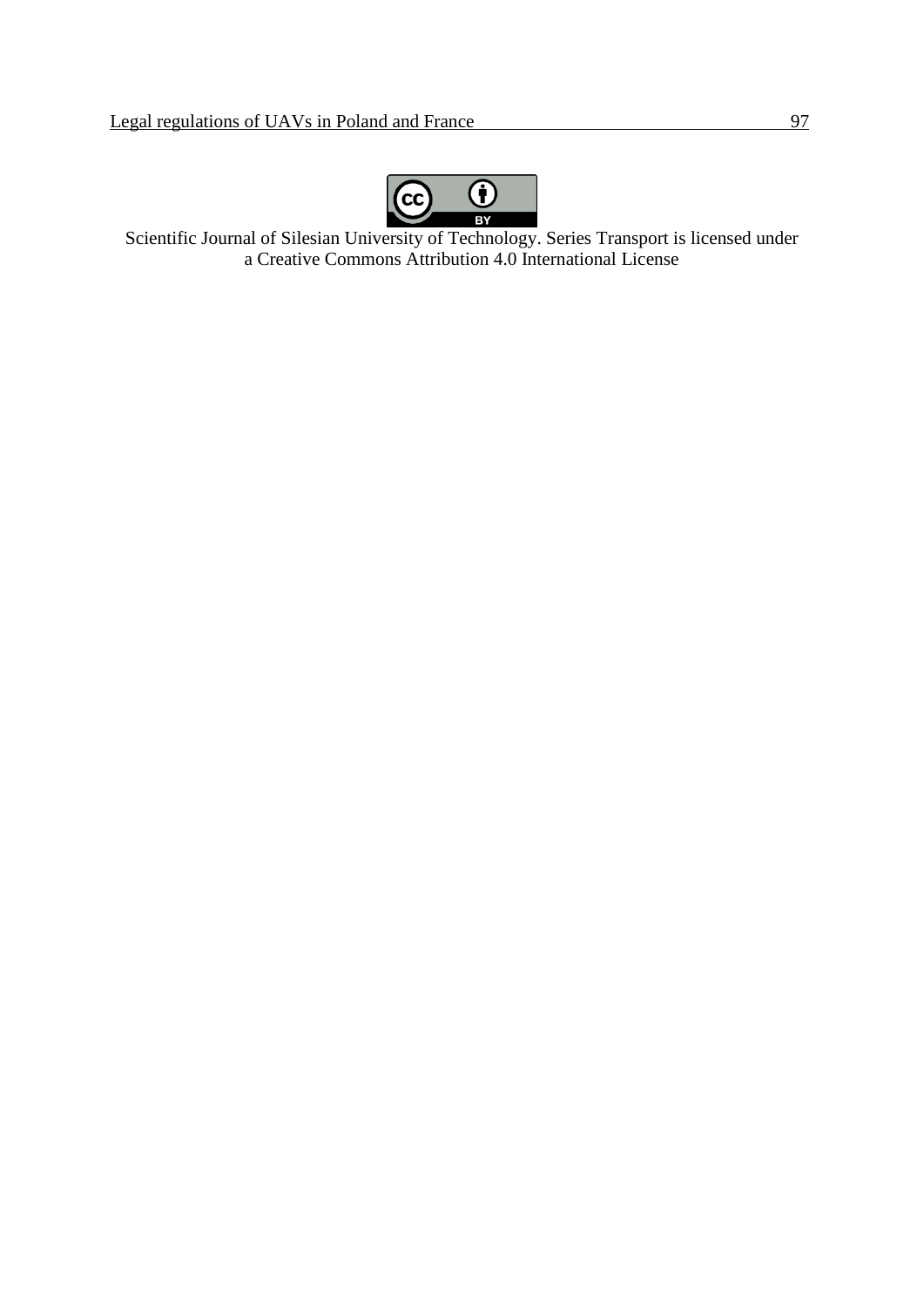Scientific Journal of Silesian University of Technology. Series Transport is licensed under a Creative Commons Attribution 4.0 International License